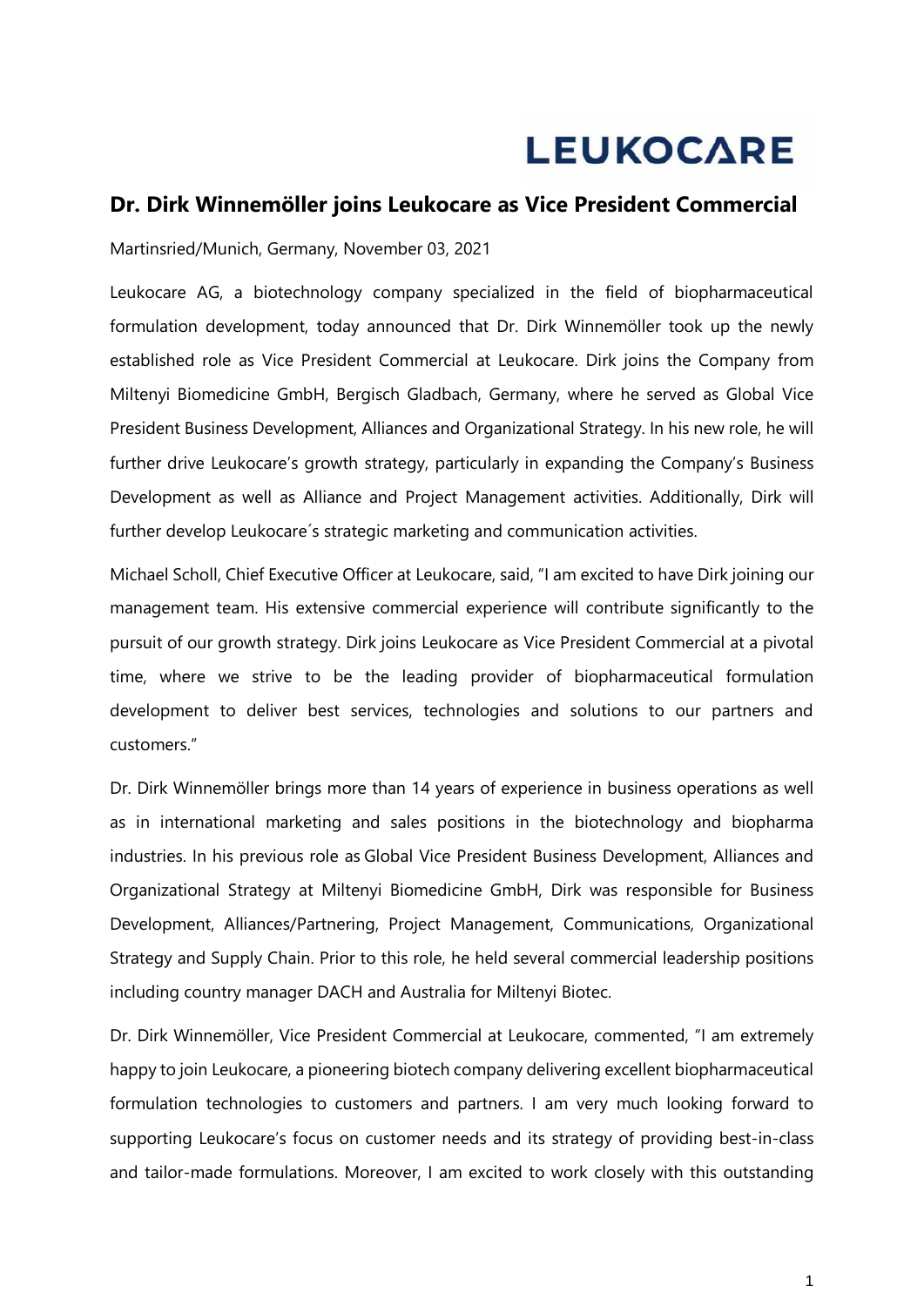LEUKOCARE

## Dr. Dirk Winnemöller joins Leukocare as Vice President Commercial

Martinsried/Munich, Germany, November 03, 2021

Leukocare AG, a biotechnology company specialized in the field of biopharmaceutical formulation development, today announced that Dr. Dirk Winnemöller took up the newly established role as Vice President Commercial at Leukocare. Dirk joins the Company from Miltenyi Biomedicine GmbH, Bergisch Gladbach, Germany, where he served as Global Vice President Business Development, Alliances and Organizational Strategy. In his new role, he will further drive Leukocare's growth strategy, particularly in expanding the Company's Business Development as well as Alliance and Project Management activities. Additionally, Dirk will further develop Leukocare´s strategic marketing and communication activities.

Michael Scholl, Chief Executive Officer at Leukocare, said, "I am excited to have Dirk joining our management team. His extensive commercial experience will contribute significantly to the pursuit of our growth strategy. Dirk joins Leukocare as Vice President Commercial at a pivotal time, where we strive to be the leading provider of biopharmaceutical formulation development to deliver best services, technologies and solutions to our partners and customers."

Dr. Dirk Winnemöller brings more than 14 years of experience in business operations as well as in international marketing and sales positions in the biotechnology and biopharma industries. In his previous role as Global Vice President Business Development, Alliances and Organizational Strategy at Miltenyi Biomedicine GmbH, Dirk was responsible for Business Development, Alliances/Partnering, Project Management, Communications, Organizational Strategy and Supply Chain. Prior to this role, he held several commercial leadership positions including country manager DACH and Australia for Miltenyi Biotec.

Dr. Dirk Winnemöller, Vice President Commercial at Leukocare, commented, "I am extremely happy to join Leukocare, a pioneering biotech company delivering excellent biopharmaceutical formulation technologies to customers and partners. I am very much looking forward to supporting Leukocare's focus on customer needs and its strategy of providing best-in-class and tailor-made formulations. Moreover, I am excited to work closely with this outstanding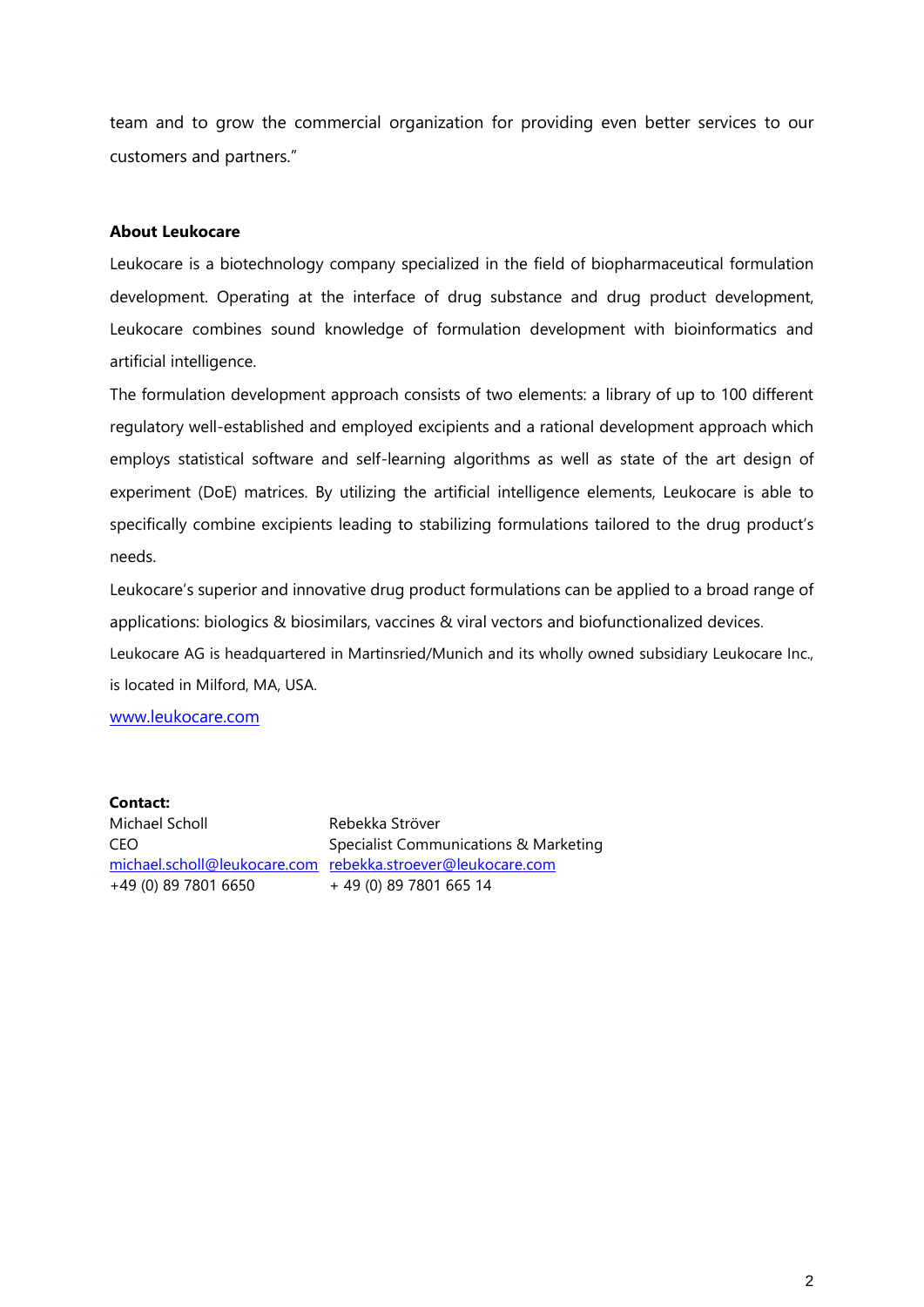team and to grow the commercial organization for providing even better services to our customers and partners."

**About Leukocare**

Leukocare is a biotechnology company specialized in the field of biopharmaceutical formulation development. Operating at the interface of drug substance and drug product development, Leukocare combines sound knowledge of formulation development with bioinformatics and artificial intelligence.

The formulation development approach consists of two elements: a library of up to 100 different regulatory well-established and employed excipients and a rational development approach which employs statistical software and self-learning algorithms as well as state of the art design of experiment (DoE) matrices. By utilizing the artificial intelligence elements, Leukocare is able to specifically combine excipients leading to stabilizing formulations tailored to the drug product's needs.

Leukocare's superior and innovative drug product formulations can be applied to a broad range of applications: biologics & biosimilars, vaccines & viral vectors and biofunctionalized devices.

Leukocare AG is headquartered in Martinsried/Munich and its wholly owned subsidiary Leukocare Inc., is located in Milford, MA, USA.

www.leukocare.com

**Contact:**

| | |
|---|---|
| Michael Scholl | Rebekka Ströver |
| CEO | Specialist Communications & Marketing |
| michael.scholl@leukocare.com | rebekka.stroever@leukocare.com |
| +49 (0) 89 7801 6650 | + 49 (0) 89 7801 665 14 |